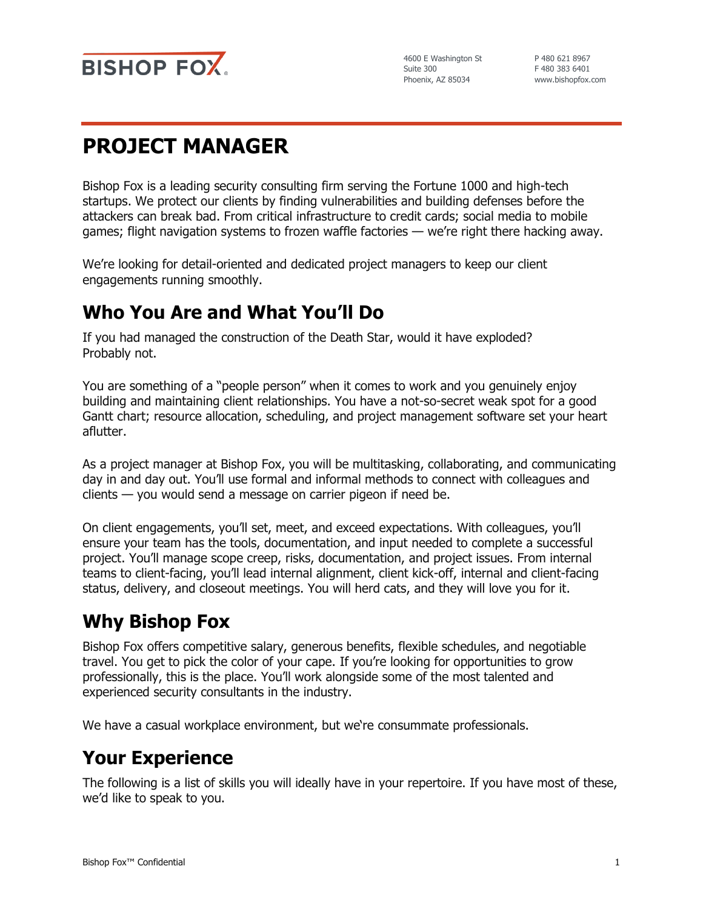BISHOP FOX

4600 E Washington St
Suite 300
Phoenix, AZ 85034

P 480 621 8967
F 480 383 6401
www.bishopfox.com

# PROJECT MANAGER

Bishop Fox is a leading security consulting firm serving the Fortune 1000 and high-tech startups. We protect our clients by finding vulnerabilities and building defenses before the attackers can break bad. From critical infrastructure to credit cards; social media to mobile games; flight navigation systems to frozen waffle factories — we're right there hacking away.

We're looking for detail-oriented and dedicated project managers to keep our client engagements running smoothly.

## Who You Are and What You'll Do

If you had managed the construction of the Death Star, would it have exploded?
Probably not.

You are something of a "people person" when it comes to work and you genuinely enjoy building and maintaining client relationships. You have a not-so-secret weak spot for a good Gantt chart; resource allocation, scheduling, and project management software set your heart aflutter.

As a project manager at Bishop Fox, you will be multitasking, collaborating, and communicating day in and day out. You'll use formal and informal methods to connect with colleagues and clients — you would send a message on carrier pigeon if need be.

On client engagements, you'll set, meet, and exceed expectations. With colleagues, you'll ensure your team has the tools, documentation, and input needed to complete a successful project. You'll manage scope creep, risks, documentation, and project issues. From internal teams to client-facing, you'll lead internal alignment, client kick-off, internal and client-facing status, delivery, and closeout meetings. You will herd cats, and they will love you for it.

## Why Bishop Fox

Bishop Fox offers competitive salary, generous benefits, flexible schedules, and negotiable travel. You get to pick the color of your cape. If you're looking for opportunities to grow professionally, this is the place. You'll work alongside some of the most talented and experienced security consultants in the industry.

We have a casual workplace environment, but we're consummate professionals.

## Your Experience

The following is a list of skills you will ideally have in your repertoire. If you have most of these, we'd like to speak to you.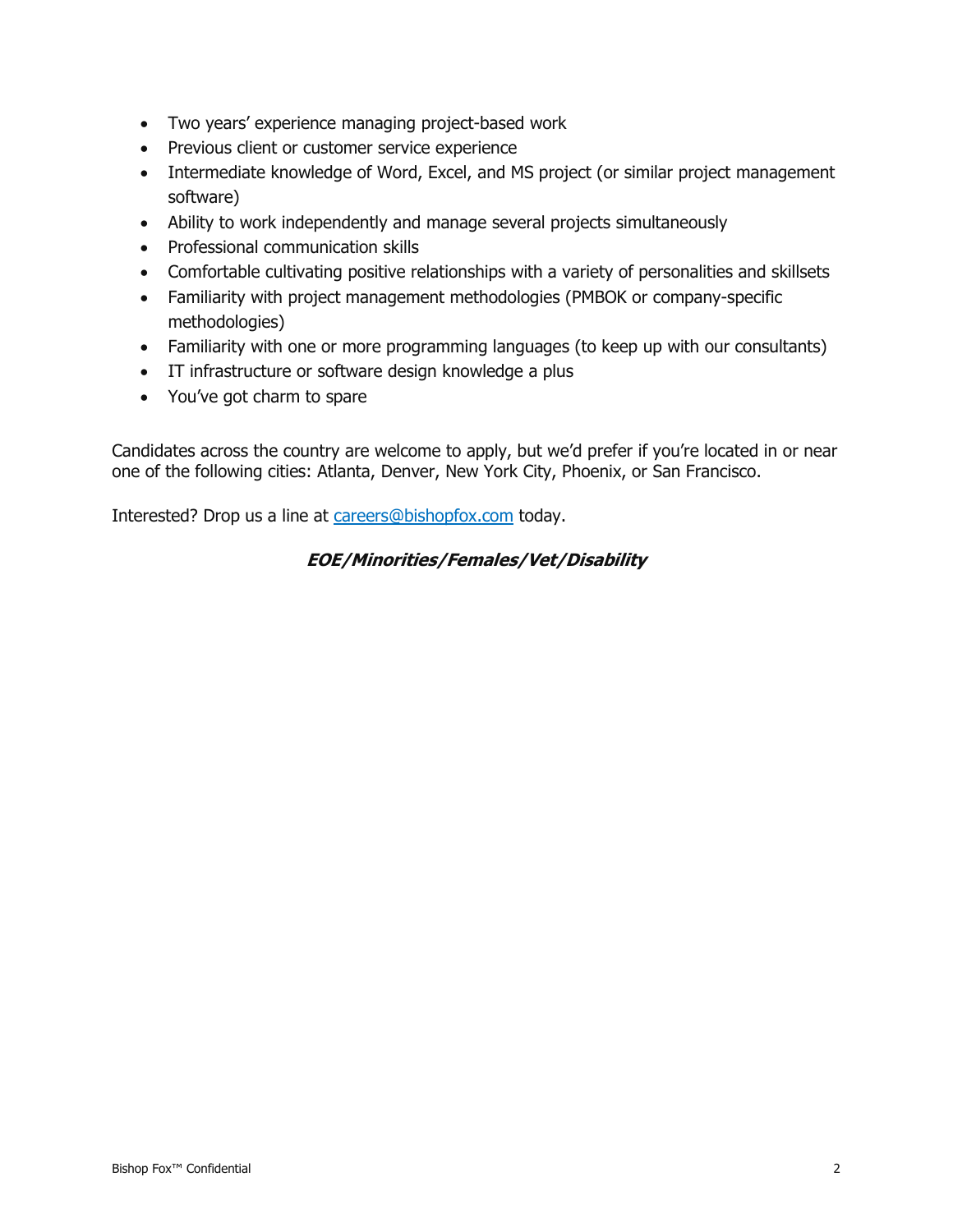- Two years' experience managing project-based work
- Previous client or customer service experience
- Intermediate knowledge of Word, Excel, and MS project (or similar project management software)
- Ability to work independently and manage several projects simultaneously
- Professional communication skills
- Comfortable cultivating positive relationships with a variety of personalities and skillsets
- Familiarity with project management methodologies (PMBOK or company-specific methodologies)
- Familiarity with one or more programming languages (to keep up with our consultants)
- IT infrastructure or software design knowledge a plus
- You've got charm to spare

Candidates across the country are welcome to apply, but we'd prefer if you're located in or near one of the following cities: Atlanta, Denver, New York City, Phoenix, or San Francisco.

Interested? Drop us a line at careers@bishopfox.com today.

***EOE/Minorities/Females/Vet/Disability***